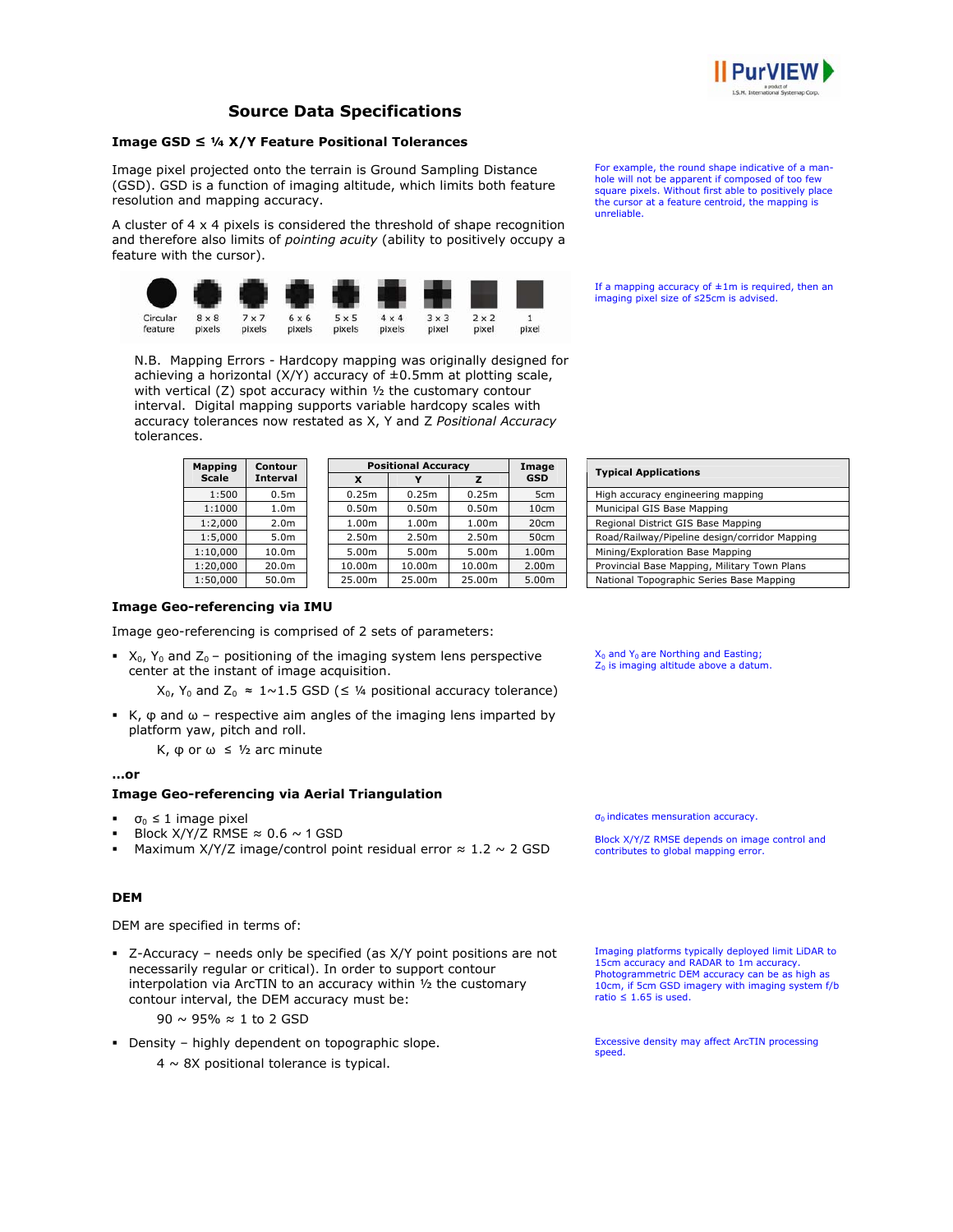# Source Data Specifications

### Image GSD ≤ ¼ X/Y Feature Positional Tolerances

Image pixel projected onto the terrain is Ground Sampling Distance (GSD). GSD is a function of imaging altitude, which limits both feature resolution and mapping accuracy.

A cluster of 4 x 4 pixels is considered the threshold of shape recognition and therefore also limits of *pointing acuity* (ability to positively occupy a feature with the cursor).

For example, the round shape indicative of a man-hole will not be apparent if composed of too few square pixels. Without first able to positively place the cursor at a feature centroid, the mapping is unreliable.

Circular feature | 8 x 8 pixels | 7 x 7 pixels | 6 x 6 pixels | 5 x 5 pixels | 4 x 4 pixels | 3 x 3 pixel | 2 x 2 pixel | 1 pixel

If a mapping accuracy of ±1m is required, then an imaging pixel size of ≤25cm is advised.

N.B. Mapping Errors - Hardcopy mapping was originally designed for achieving a horizontal (X/Y) accuracy of ±0.5mm at plotting scale, with vertical (Z) spot accuracy within ½ the customary contour interval. Digital mapping supports variable hardcopy scales with accuracy tolerances now restated as X, Y and Z *Positional Accuracy* tolerances.

| Mapping Scale | Contour Interval | Positional Accuracy | | | Image GSD | Typical Applications |
|---|---|---|---|---|---|---|
| | | X | Y | Z | | |
| 1:500 | 0.5m | 0.25m | 0.25m | 0.25m | 5cm | High accuracy engineering mapping |
| 1:1000 | 1.0m | 0.50m | 0.50m | 0.50m | 10cm | Municipal GIS Base Mapping |
| 1:2,000 | 2.0m | 1.00m | 1.00m | 1.00m | 20cm | Regional District GIS Base Mapping |
| 1:5,000 | 5.0m | 2.50m | 2.50m | 2.50m | 50cm | Road/Railway/Pipeline design/corridor Mapping |
| 1:10,000 | 10.0m | 5.00m | 5.00m | 5.00m | 1.00m | Mining/Exploration Base Mapping |
| 1:20,000 | 20.0m | 10.00m | 10.00m | 10.00m | 2.00m | Provincial Base Mapping, Military Town Plans |
| 1:50,000 | 50.0m | 25.00m | 25.00m | 25.00m | 5.00m | National Topographic Series Base Mapping |

### Image Geo-referencing via IMU

Image geo-referencing is comprised of 2 sets of parameters:

- $X_0$, $Y_0$ and $Z_0$ – positioning of the imaging system lens perspective center at the instant of image acquisition.

  $X_0$, $Y_0$ and $Z_0$ ≈ 1~1.5 GSD (≤ ¼ positional accuracy tolerance)

- K, φ and ω – respective aim angles of the imaging lens imparted by platform yaw, pitch and roll.

  K, φ or ω ≤ ½ arc minute

$X_0$ and $Y_0$ are Northing and Easting; $Z_0$ is imaging altitude above a datum.

**…or**

### Image Geo-referencing via Aerial Triangulation

- $\sigma_0$ ≤ 1 image pixel
- Block X/Y/Z RMSE ≈ 0.6 ~ 1 GSD
- Maximum X/Y/Z image/control point residual error ≈ 1.2 ~ 2 GSD

$\sigma_0$ indicates mensuration accuracy.

Block X/Y/Z RMSE depends on image control and contributes to global mapping error.

### DEM

DEM are specified in terms of:

- Z-Accuracy – needs only be specified (as X/Y point positions are not necessarily regular or critical). In order to support contour interpolation via ArcTIN to an accuracy within ½ the customary contour interval, the DEM accuracy must be:

  90 ~ 95% ≈ 1 to 2 GSD

- Density – highly dependent on topographic slope.

  4 ~ 8X positional tolerance is typical.

Imaging platforms typically deployed limit LiDAR to 15cm accuracy and RADAR to 1m accuracy. Photogrammetric DEM accuracy can be as high as 10cm, if 5cm GSD imagery with imaging system f/b ratio ≤ 1.65 is used.

Excessive density may affect ArcTIN processing speed.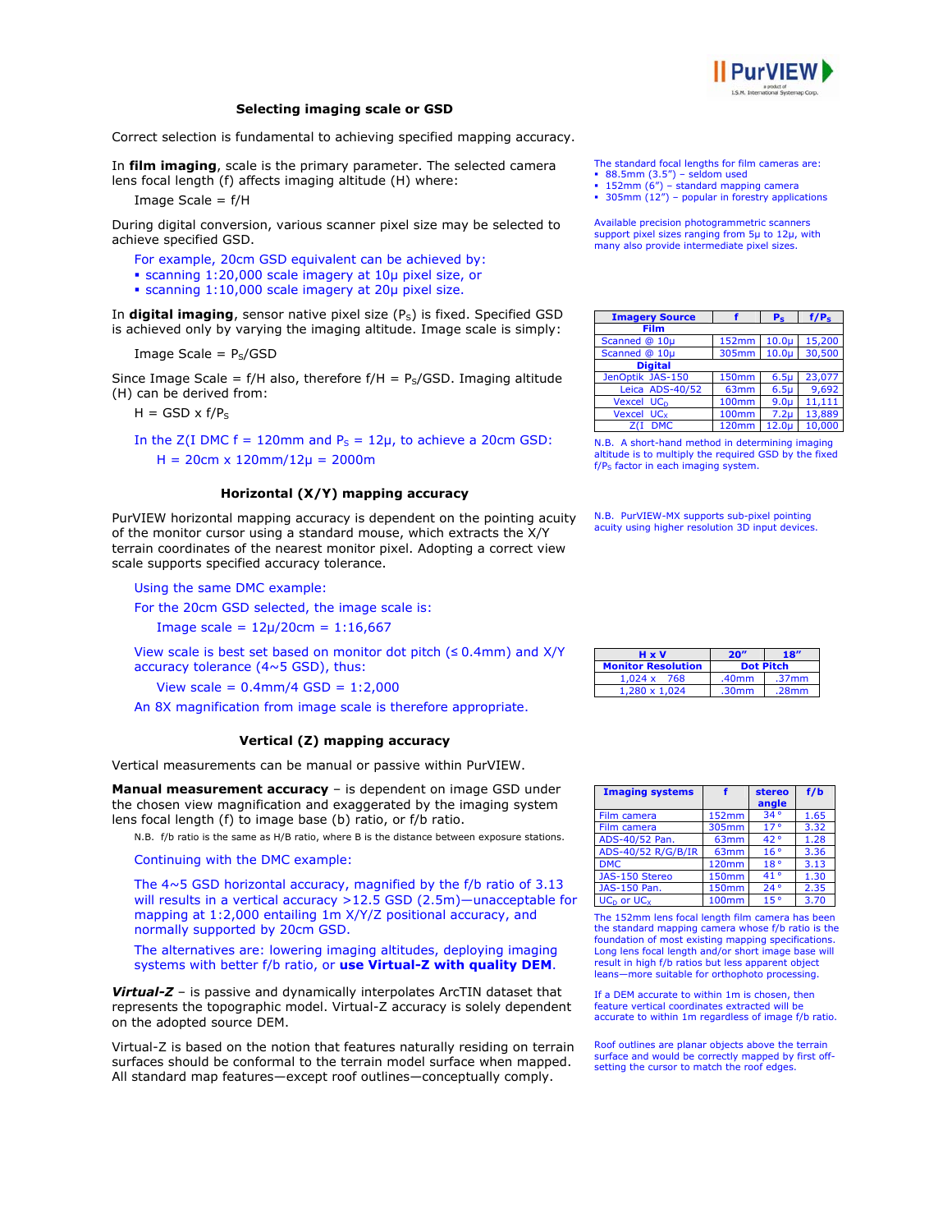## Selecting imaging scale or GSD

Correct selection is fundamental to achieving specified mapping accuracy.

In **film imaging**, scale is the primary parameter. The selected camera lens focal length (f) affects imaging altitude (H) where:

Image Scale = f/H

During digital conversion, various scanner pixel size may be selected to achieve specified GSD.

For example, 20cm GSD equivalent can be achieved by:

- scanning 1:20,000 scale imagery at 10µ pixel size, or
- scanning 1:10,000 scale imagery at 20µ pixel size.

The standard focal lengths for film cameras are:

- 88.5mm (3.5") – seldom used
- 152mm (6") – standard mapping camera
- 305mm (12") – popular in forestry applications

Available precision photogrammetric scanners support pixel sizes ranging from 5µ to 12µ, with many also provide intermediate pixel sizes.

In **digital imaging**, sensor native pixel size ($P_S$) is fixed. Specified GSD is achieved only by varying the imaging altitude. Image scale is simply:

Image Scale = $P_S$/GSD

Since Image Scale = f/H also, therefore f/H = $P_S$/GSD. Imaging altitude (H) can be derived from:

H = GSD x f/$P_S$

In the Z/I DMC f = 120mm and $P_S$ = 12µ, to achieve a 20cm GSD:

H = 20cm x 120mm/12µ = 2000m

| Imagery Source | f | $P_S$ | $f/P_S$ |
|---|---|---|---|
| **Film** | | | |
| Scanned @ 10µ | 152mm | 10.0µ | 15,200 |
| Scanned @ 10µ | 305mm | 10.0µ | 30,500 |
| **Digital** | | | |
| JenOptik JAS-150 | 150mm | 6.5µ | 23,077 |
| Leica ADS-40/52 | 63mm | 6.5µ | 9,692 |
| Vexcel $UC_D$ | 100mm | 9.0µ | 11,111 |
| Vexcel $UC_X$ | 100mm | 7.2µ | 13,889 |
| Z/I DMC | 120mm | 12.0µ | 10,000 |

N.B. A short-hand method in determining imaging altitude is to multiply the required GSD by the fixed $f/P_S$ factor in each imaging system.

## Horizontal (X/Y) mapping accuracy

PurVIEW horizontal mapping accuracy is dependent on the pointing acuity of the monitor cursor using a standard mouse, which extracts the X/Y terrain coordinates of the nearest monitor pixel. Adopting a correct view scale supports specified accuracy tolerance.

N.B. PurVIEW-MX supports sub-pixel pointing acuity using higher resolution 3D input devices.

Using the same DMC example:

For the 20cm GSD selected, the image scale is:

Image scale = 12µ/20cm = 1:16,667

View scale is best set based on monitor dot pitch (≤ 0.4mm) and X/Y accuracy tolerance (4~5 GSD), thus:

View scale = 0.4mm/4 GSD = 1:2,000

An 8X magnification from image scale is therefore appropriate.

| H x V | 20" | 18" |
|---|---|---|
| **Monitor Resolution** | **Dot Pitch** | |
| 1,024 x 768 | .40mm | .37mm |
| 1,280 x 1,024 | .30mm | .28mm |

## Vertical (Z) mapping accuracy

Vertical measurements can be manual or passive within PurVIEW.

**Manual measurement accuracy** – is dependent on image GSD under the chosen view magnification and exaggerated by the imaging system lens focal length (f) to image base (b) ratio, or f/b ratio.

N.B. f/b ratio is the same as H/B ratio, where B is the distance between exposure stations.

Continuing with the DMC example:

The 4~5 GSD horizontal accuracy, magnified by the f/b ratio of 3.13 will results in a vertical accuracy >12.5 GSD (2.5m)—unacceptable for mapping at 1:2,000 entailing 1m X/Y/Z positional accuracy, and normally supported by 20cm GSD.

The alternatives are: lowering imaging altitudes, deploying imaging systems with better f/b ratio, or **use Virtual-Z with quality DEM**.

| Imaging systems | f | stereo angle | f/b |
|---|---|---|---|
| Film camera | 152mm | 34° | 1.65 |
| Film camera | 305mm | 17° | 3.32 |
| ADS-40/52 Pan. | 63mm | 42° | 1.28 |
| ADS-40/52 R/G/B/IR | 63mm | 16° | 3.36 |
| DMC | 120mm | 18° | 3.13 |
| JAS-150 Stereo | 150mm | 41° | 1.30 |
| JAS-150 Pan. | 150mm | 24° | 2.35 |
| $UC_D$ or $UC_X$ | 100mm | 15° | 3.70 |

The 152mm lens focal length film camera has been the standard mapping camera whose f/b ratio is the foundation of most existing mapping specifications. Long lens focal length and/or short image base will result in high f/b ratios but less apparent object leans—more suitable for orthophoto processing.

***Virtual-Z*** – is passive and dynamically interpolates ArcTIN dataset that represents the topographic model. Virtual-Z accuracy is solely dependent on the adopted source DEM.

If a DEM accurate to within 1m is chosen, then feature vertical coordinates extracted will be accurate to within 1m regardless of image f/b ratio.

Virtual-Z is based on the notion that features naturally residing on terrain surfaces should be conformal to the terrain model surface when mapped. All standard map features—except roof outlines—conceptually comply.

Roof outlines are planar objects above the terrain surface and would be correctly mapped by first off-setting the cursor to match the roof edges.